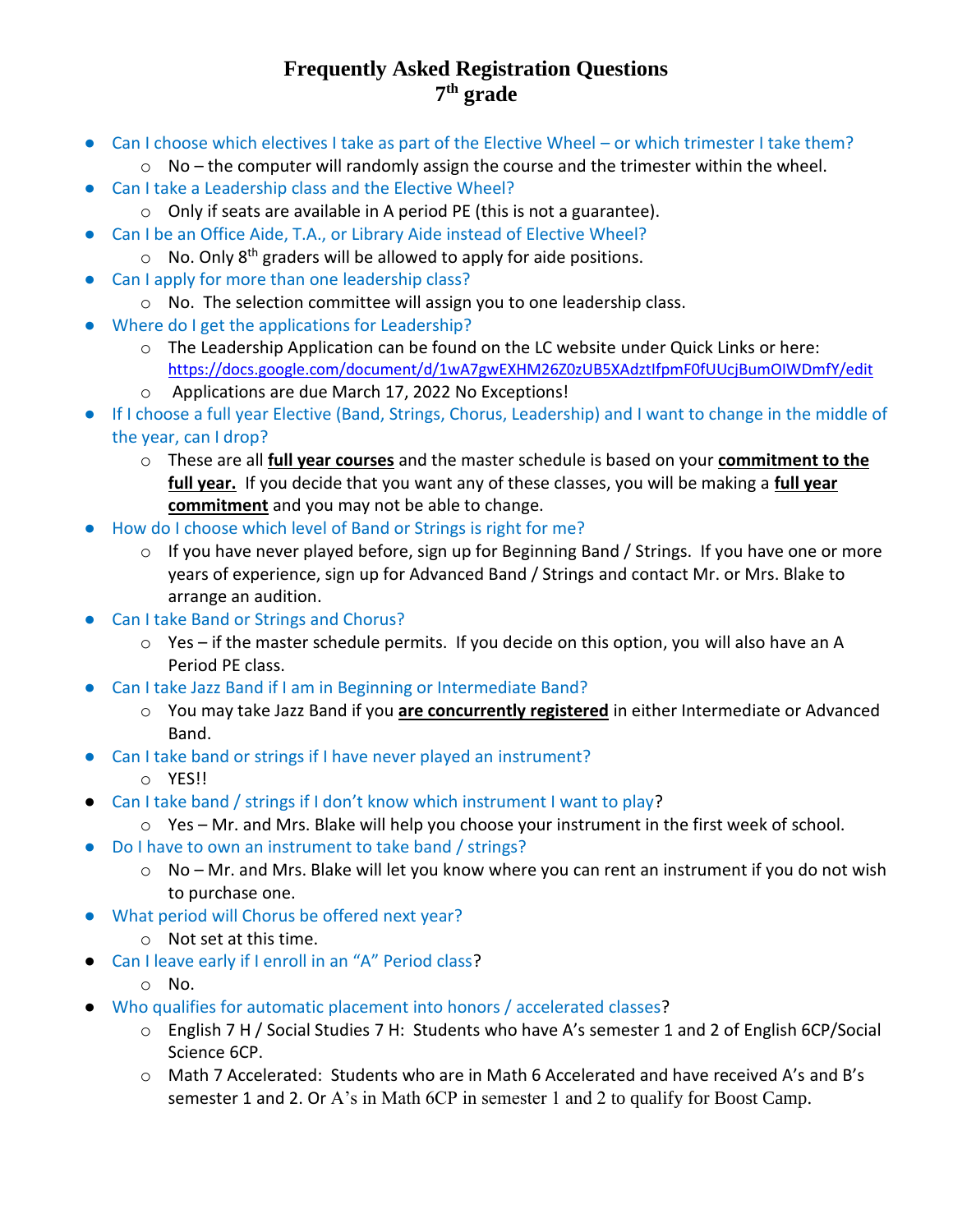# Frequently Asked Registration Questions
# 7th grade

- Can I choose which electives I take as part of the Elective Wheel – or which trimester I take them?
  - No – the computer will randomly assign the course and the trimester within the wheel.
- Can I take a Leadership class and the Elective Wheel?
  - Only if seats are available in A period PE (this is not a guarantee).
- Can I be an Office Aide, T.A., or Library Aide instead of Elective Wheel?
  - No. Only 8th graders will be allowed to apply for aide positions.
- Can I apply for more than one leadership class?
  - No. The selection committee will assign you to one leadership class.
- Where do I get the applications for Leadership?
  - The Leadership Application can be found on the LC website under Quick Links or here: https://docs.google.com/document/d/1wA7gwEXHM26Z0zUB5XAdztIfpmF0fUUcjBumOIWDmfY/edit
  - Applications are due March 17, 2022 No Exceptions!
- If I choose a full year Elective (Band, Strings, Chorus, Leadership) and I want to change in the middle of the year, can I drop?
  - These are all **full year courses** and the master schedule is based on your **commitment to the full year.** If you decide that you want any of these classes, you will be making a **full year commitment** and you may not be able to change.
- How do I choose which level of Band or Strings is right for me?
  - If you have never played before, sign up for Beginning Band / Strings. If you have one or more years of experience, sign up for Advanced Band / Strings and contact Mr. or Mrs. Blake to arrange an audition.
- Can I take Band or Strings and Chorus?
  - Yes – if the master schedule permits. If you decide on this option, you will also have an A Period PE class.
- Can I take Jazz Band if I am in Beginning or Intermediate Band?
  - You may take Jazz Band if you **are concurrently registered** in either Intermediate or Advanced Band.
- Can I take band or strings if I have never played an instrument?
  - YES!!
- Can I take band / strings if I don't know which instrument I want to play?
  - Yes – Mr. and Mrs. Blake will help you choose your instrument in the first week of school.
- Do I have to own an instrument to take band / strings?
  - No – Mr. and Mrs. Blake will let you know where you can rent an instrument if you do not wish to purchase one.
- What period will Chorus be offered next year?
  - Not set at this time.
- Can I leave early if I enroll in an "A" Period class?
  - No.
- Who qualifies for automatic placement into honors / accelerated classes?
  - English 7 H / Social Studies 7 H: Students who have A's semester 1 and 2 of English 6CP/Social Science 6CP.
  - Math 7 Accelerated: Students who are in Math 6 Accelerated and have received A's and B's semester 1 and 2. Or A's in Math 6CP in semester 1 and 2 to qualify for Boost Camp.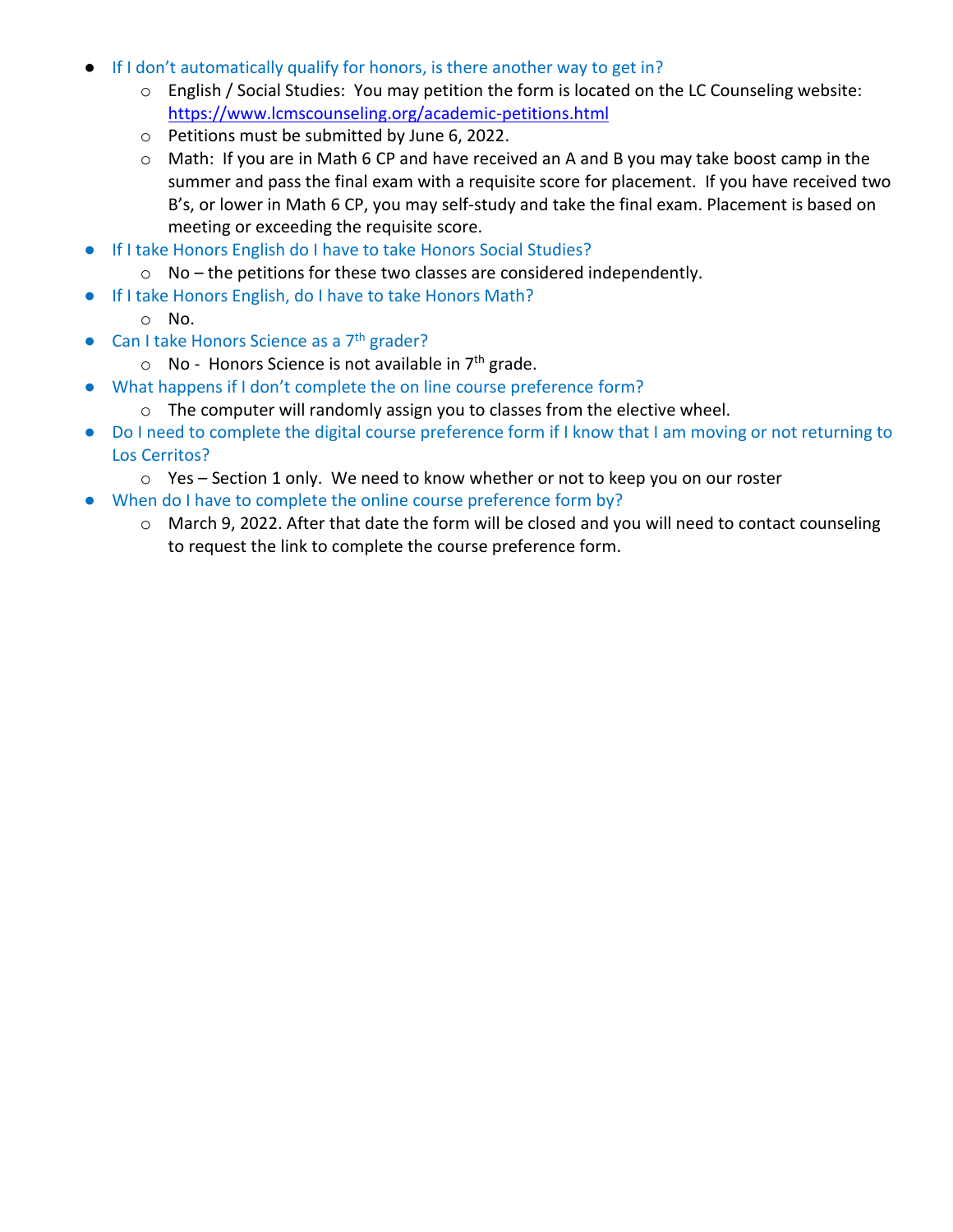- If I don't automatically qualify for honors, is there another way to get in?
  - English / Social Studies: You may petition the form is located on the LC Counseling website: https://www.lcmscounseling.org/academic-petitions.html
  - Petitions must be submitted by June 6, 2022.
  - Math: If you are in Math 6 CP and have received an A and B you may take boost camp in the summer and pass the final exam with a requisite score for placement. If you have received two B's, or lower in Math 6 CP, you may self-study and take the final exam. Placement is based on meeting or exceeding the requisite score.
- If I take Honors English do I have to take Honors Social Studies?
  - No – the petitions for these two classes are considered independently.
- If I take Honors English, do I have to take Honors Math?
  - No.
- Can I take Honors Science as a 7th grader?
  - No - Honors Science is not available in 7th grade.
- What happens if I don't complete the on line course preference form?
  - The computer will randomly assign you to classes from the elective wheel.
- Do I need to complete the digital course preference form if I know that I am moving or not returning to Los Cerritos?
  - Yes – Section 1 only. We need to know whether or not to keep you on our roster
- When do I have to complete the online course preference form by?
  - March 9, 2022. After that date the form will be closed and you will need to contact counseling to request the link to complete the course preference form.